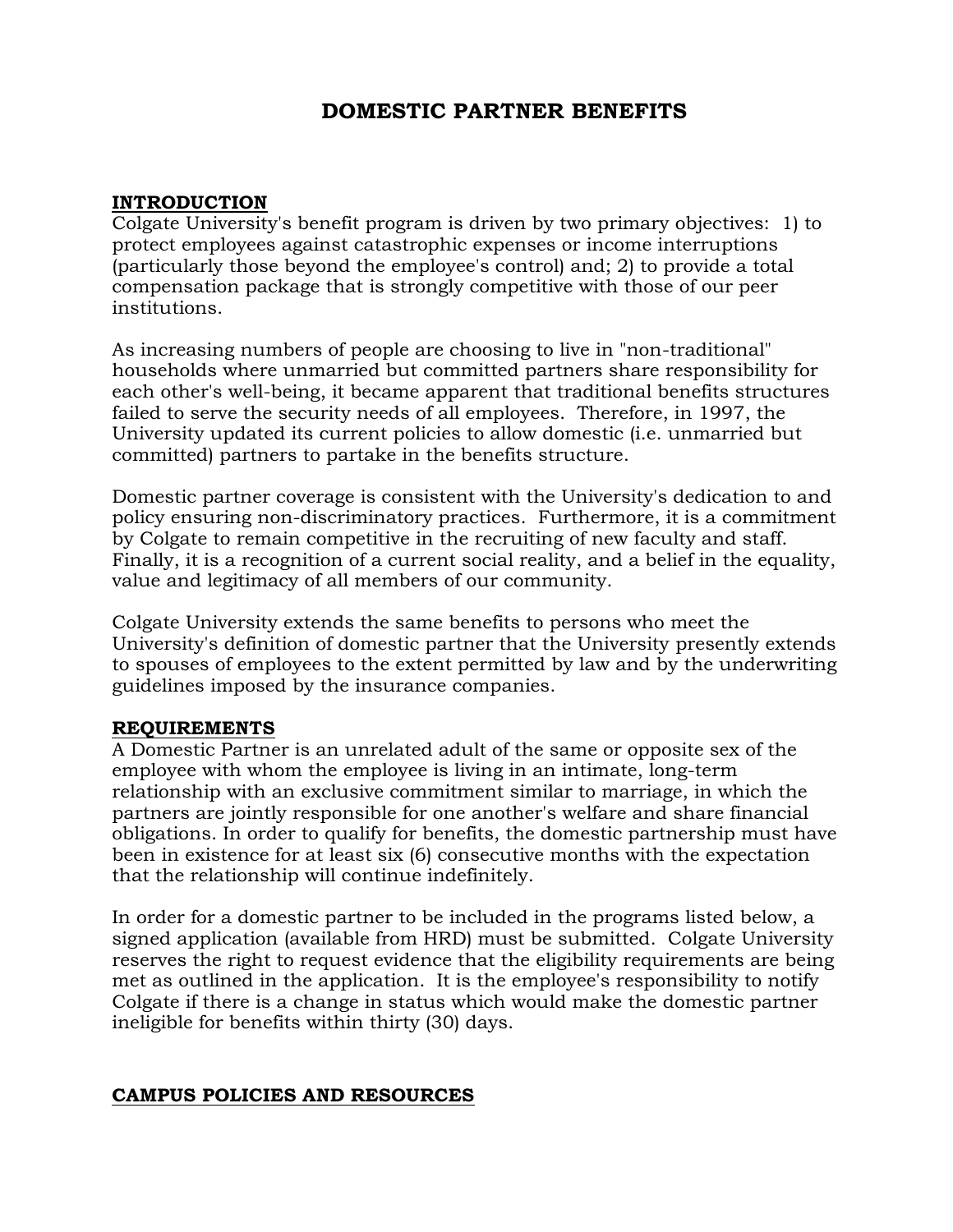# DOMESTIC PARTNER BENEFITS

## INTRODUCTION

Colgate University's benefit program is driven by two primary objectives: 1) to protect employees against catastrophic expenses or income interruptions (particularly those beyond the employee's control) and; 2) to provide a total compensation package that is strongly competitive with those of our peer institutions.

As increasing numbers of people are choosing to live in "non-traditional" households where unmarried but committed partners share responsibility for each other's well-being, it became apparent that traditional benefits structures failed to serve the security needs of all employees. Therefore, in 1997, the University updated its current policies to allow domestic (i.e. unmarried but committed) partners to partake in the benefits structure.

Domestic partner coverage is consistent with the University's dedication to and policy ensuring non-discriminatory practices. Furthermore, it is a commitment by Colgate to remain competitive in the recruiting of new faculty and staff. Finally, it is a recognition of a current social reality, and a belief in the equality, value and legitimacy of all members of our community.

Colgate University extends the same benefits to persons who meet the University's definition of domestic partner that the University presently extends to spouses of employees to the extent permitted by law and by the underwriting guidelines imposed by the insurance companies.

## REQUIREMENTS

A Domestic Partner is an unrelated adult of the same or opposite sex of the employee with whom the employee is living in an intimate, long-term relationship with an exclusive commitment similar to marriage, in which the partners are jointly responsible for one another's welfare and share financial obligations. In order to qualify for benefits, the domestic partnership must have been in existence for at least six (6) consecutive months with the expectation that the relationship will continue indefinitely.

In order for a domestic partner to be included in the programs listed below, a signed application (available from HRD) must be submitted. Colgate University reserves the right to request evidence that the eligibility requirements are being met as outlined in the application. It is the employee's responsibility to notify Colgate if there is a change in status which would make the domestic partner ineligible for benefits within thirty (30) days.

## CAMPUS POLICIES AND RESOURCES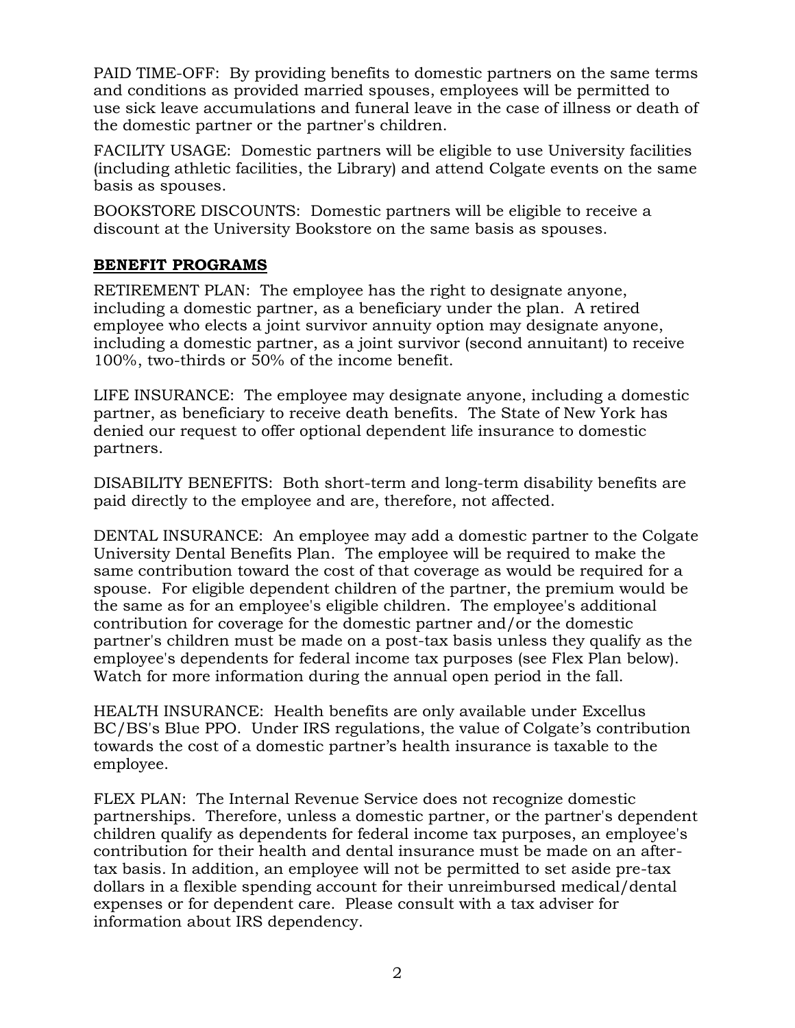PAID TIME-OFF: By providing benefits to domestic partners on the same terms and conditions as provided married spouses, employees will be permitted to use sick leave accumulations and funeral leave in the case of illness or death of the domestic partner or the partner's children.

FACILITY USAGE: Domestic partners will be eligible to use University facilities (including athletic facilities, the Library) and attend Colgate events on the same basis as spouses.

BOOKSTORE DISCOUNTS: Domestic partners will be eligible to receive a discount at the University Bookstore on the same basis as spouses.

## BENEFIT PROGRAMS

RETIREMENT PLAN: The employee has the right to designate anyone, including a domestic partner, as a beneficiary under the plan. A retired employee who elects a joint survivor annuity option may designate anyone, including a domestic partner, as a joint survivor (second annuitant) to receive 100%, two-thirds or 50% of the income benefit.

LIFE INSURANCE: The employee may designate anyone, including a domestic partner, as beneficiary to receive death benefits. The State of New York has denied our request to offer optional dependent life insurance to domestic partners.

DISABILITY BENEFITS: Both short-term and long-term disability benefits are paid directly to the employee and are, therefore, not affected.

DENTAL INSURANCE: An employee may add a domestic partner to the Colgate University Dental Benefits Plan. The employee will be required to make the same contribution toward the cost of that coverage as would be required for a spouse. For eligible dependent children of the partner, the premium would be the same as for an employee's eligible children. The employee's additional contribution for coverage for the domestic partner and/or the domestic partner's children must be made on a post-tax basis unless they qualify as the employee's dependents for federal income tax purposes (see Flex Plan below). Watch for more information during the annual open period in the fall.

HEALTH INSURANCE: Health benefits are only available under Excellus BC/BS's Blue PPO. Under IRS regulations, the value of Colgate's contribution towards the cost of a domestic partner's health insurance is taxable to the employee.

FLEX PLAN: The Internal Revenue Service does not recognize domestic partnerships. Therefore, unless a domestic partner, or the partner's dependent children qualify as dependents for federal income tax purposes, an employee's contribution for their health and dental insurance must be made on an after-tax basis. In addition, an employee will not be permitted to set aside pre-tax dollars in a flexible spending account for their unreimbursed medical/dental expenses or for dependent care. Please consult with a tax adviser for information about IRS dependency.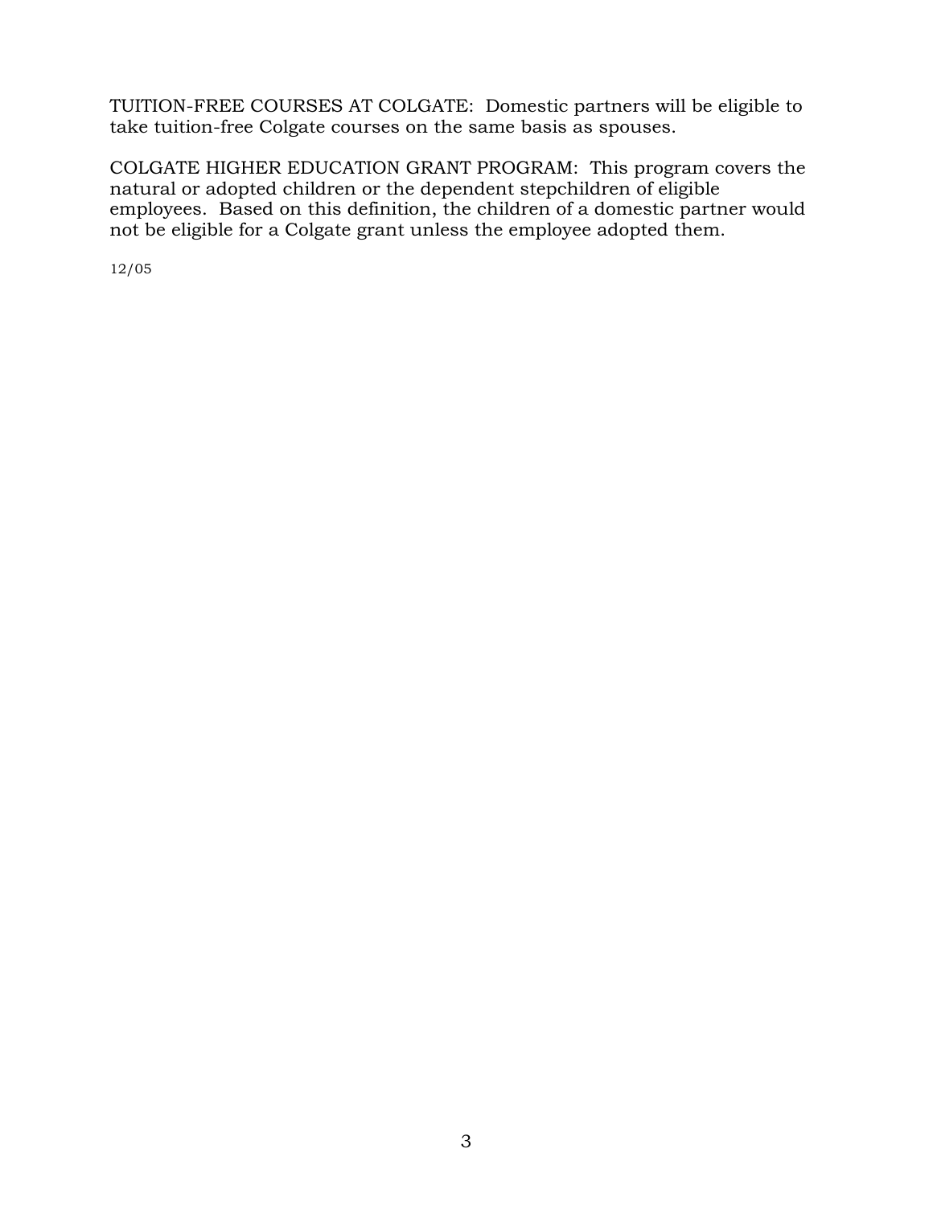TUITION-FREE COURSES AT COLGATE: Domestic partners will be eligible to take tuition-free Colgate courses on the same basis as spouses.

COLGATE HIGHER EDUCATION GRANT PROGRAM: This program covers the natural or adopted children or the dependent stepchildren of eligible employees. Based on this definition, the children of a domestic partner would not be eligible for a Colgate grant unless the employee adopted them.

12/05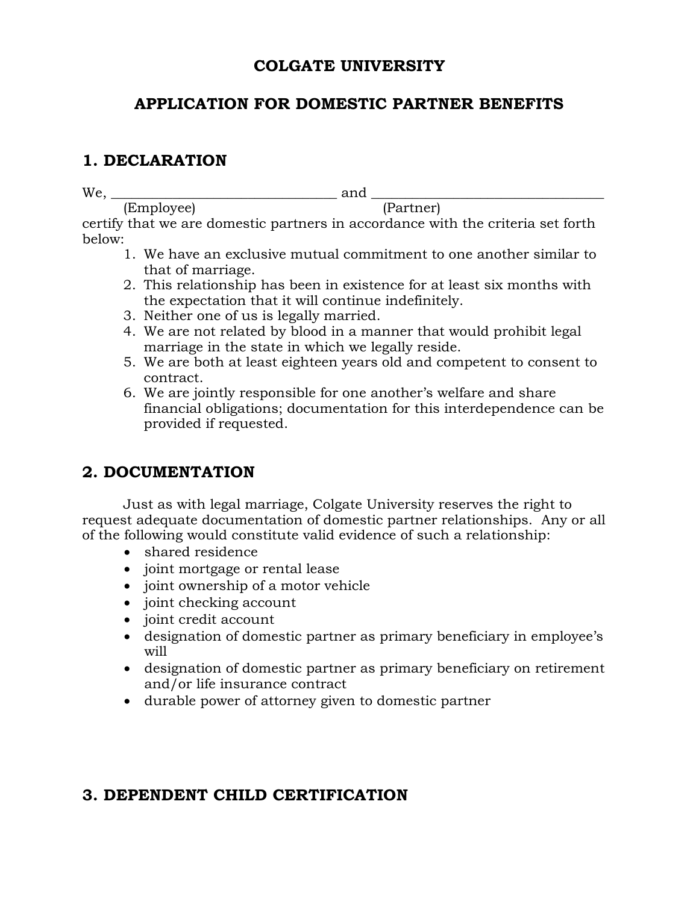**COLGATE UNIVERSITY**

**APPLICATION FOR DOMESTIC PARTNER BENEFITS**

## 1. DECLARATION

We, ________________________________ and ________________________________
(Employee) (Partner)
certify that we are domestic partners in accordance with the criteria set forth below:

1. We have an exclusive mutual commitment to one another similar to that of marriage.
2. This relationship has been in existence for at least six months with the expectation that it will continue indefinitely.
3. Neither one of us is legally married.
4. We are not related by blood in a manner that would prohibit legal marriage in the state in which we legally reside.
5. We are both at least eighteen years old and competent to consent to contract.
6. We are jointly responsible for one another's welfare and share financial obligations; documentation for this interdependence can be provided if requested.

## 2. DOCUMENTATION

Just as with legal marriage, Colgate University reserves the right to request adequate documentation of domestic partner relationships. Any or all of the following would constitute valid evidence of such a relationship:

- shared residence
- joint mortgage or rental lease
- joint ownership of a motor vehicle
- joint checking account
- joint credit account
- designation of domestic partner as primary beneficiary in employee's will
- designation of domestic partner as primary beneficiary on retirement and/or life insurance contract
- durable power of attorney given to domestic partner

## 3. DEPENDENT CHILD CERTIFICATION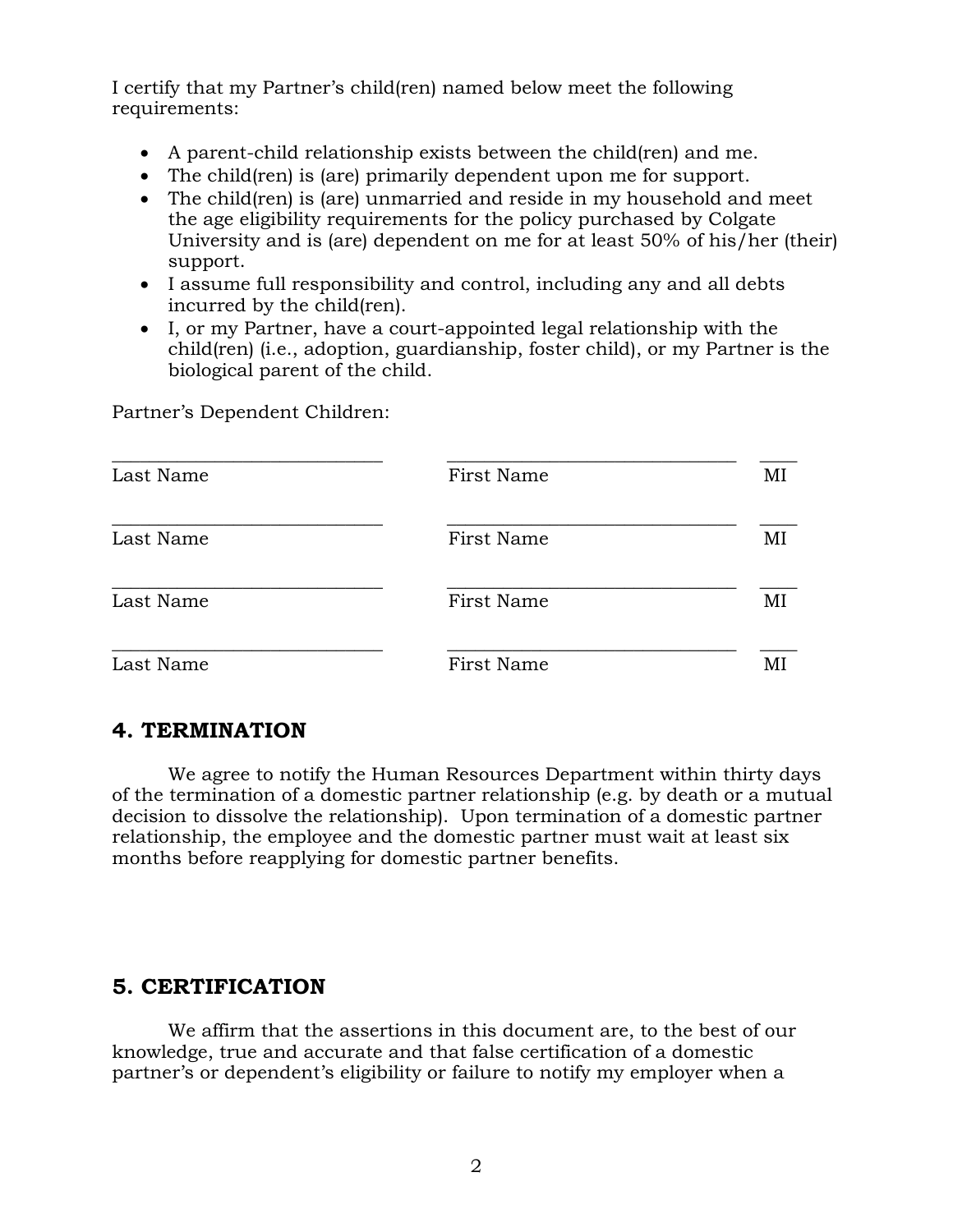I certify that my Partner's child(ren) named below meet the following requirements:

- A parent-child relationship exists between the child(ren) and me.
- The child(ren) is (are) primarily dependent upon me for support.
- The child(ren) is (are) unmarried and reside in my household and meet the age eligibility requirements for the policy purchased by Colgate University and is (are) dependent on me for at least 50% of his/her (their) support.
- I assume full responsibility and control, including any and all debts incurred by the child(ren).
- I, or my Partner, have a court-appointed legal relationship with the child(ren) (i.e., adoption, guardianship, foster child), or my Partner is the biological parent of the child.

Partner's Dependent Children:

| Last Name | First Name | MI |
|---|---|---|
| | | |
| | | |
| | | |
| | | |

## 4. TERMINATION

We agree to notify the Human Resources Department within thirty days of the termination of a domestic partner relationship (e.g. by death or a mutual decision to dissolve the relationship). Upon termination of a domestic partner relationship, the employee and the domestic partner must wait at least six months before reapplying for domestic partner benefits.

## 5. CERTIFICATION

We affirm that the assertions in this document are, to the best of our knowledge, true and accurate and that false certification of a domestic partner's or dependent's eligibility or failure to notify my employer when a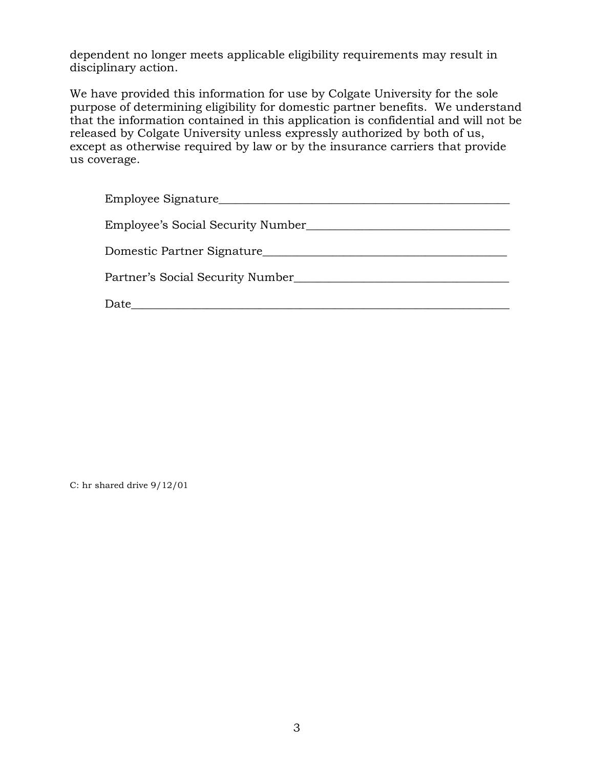dependent no longer meets applicable eligibility requirements may result in disciplinary action.

We have provided this information for use by Colgate University for the sole purpose of determining eligibility for domestic partner benefits. We understand that the information contained in this application is confidential and will not be released by Colgate University unless expressly authorized by both of us, except as otherwise required by law or by the insurance carriers that provide us coverage.

Employee Signature_______________________________________________

Employee's Social Security Number________________________________

Domestic Partner Signature_______________________________________

Partner's Social Security Number__________________________________

Date_____________________________________________________________

C: hr shared drive 9/12/01